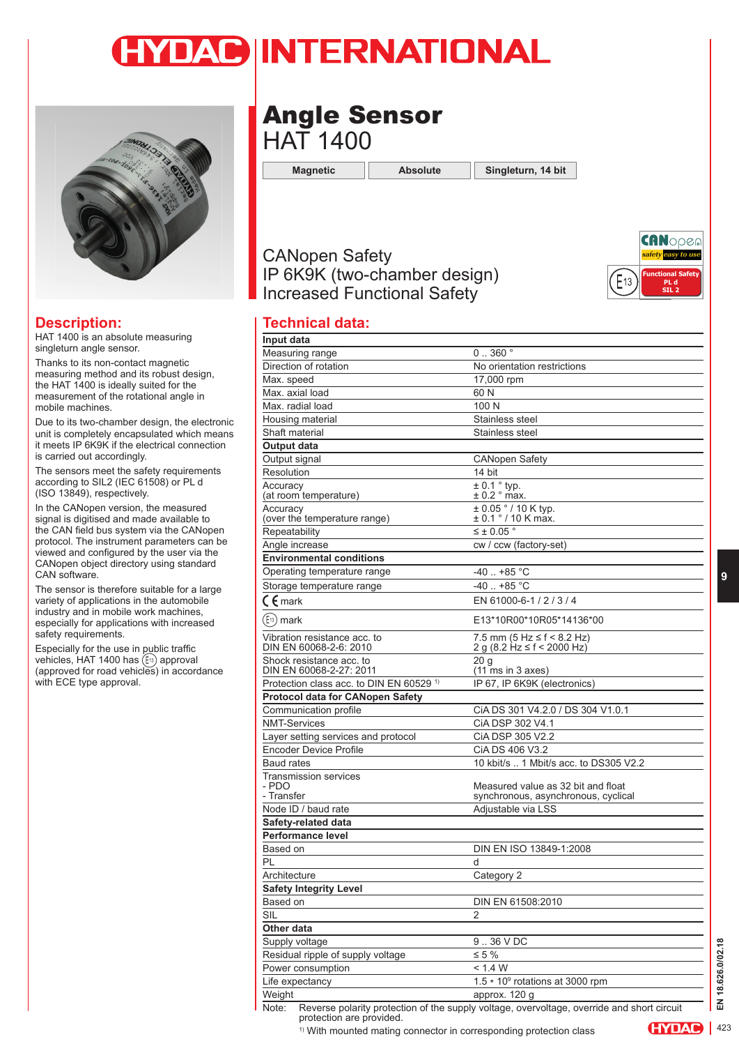# Angle Sensor
## HAT 1400

| Magnetic | Absolute | Singleturn, 14 bit |
|---|---|---|

CANopen Safety
IP 6K9K (two-chamber design)
Increased Functional Safety

## Description:

HAT 1400 is an absolute measuring singleturn angle sensor.

Thanks to its non-contact magnetic measuring method and its robust design, the HAT 1400 is ideally suited for the measurement of the rotational angle in mobile machines.

Due to its two-chamber design, the electronic unit is completely encapsulated which means it meets IP 6K9K if the electrical connection is carried out accordingly.

The sensors meet the safety requirements according to SIL2 (IEC 61508) or PL d (ISO 13849), respectively.

In the CANopen version, the measured signal is digitised and made available to the CAN field bus system via the CANopen protocol. The instrument parameters can be viewed and configured by the user via the CANopen object directory using standard CAN software.

The sensor is therefore suitable for a large variety of applications in the automobile industry and in mobile work machines, especially for applications with increased safety requirements.

Especially for the use in public traffic vehicles, HAT 1400 has E13 approval (approved for road vehicles) in accordance with ECE type approval.

## Technical data:

| **Input data** | |
|---|---|
| Measuring range | 0 .. 360 ° |
| Direction of rotation | No orientation restrictions |
| Max. speed | 17,000 rpm |
| Max. axial load | 60 N |
| Max. radial load | 100 N |
| Housing material | Stainless steel |
| Shaft material | Stainless steel |
| **Output data** | |
| Output signal | CANopen Safety |
| Resolution | 14 bit |
| Accuracy (at room temperature) | ± 0.1 ° typ. ± 0.2 ° max. |
| Accuracy (over the temperature range) | ± 0.05 ° / 10 K typ. ± 0.1 ° / 10 K max. |
| Repeatability | ≤ ± 0.05 ° |
| Angle increase | cw / ccw (factory-set) |
| **Environmental conditions** | |
| Operating temperature range | -40 .. +85 °C |
| Storage temperature range | -40 .. +85 °C |
| CE mark | EN 61000-6-1 / 2 / 3 / 4 |
| E13 mark | E13*10R00*10R05*14136*00 |
| Vibration resistance acc. to DIN EN 60068-2-6: 2010 | 7.5 mm (5 Hz ≤ f < 8.2 Hz) 2 g (8.2 Hz ≤ f < 2000 Hz) |
| Shock resistance acc. to DIN EN 60068-2-27: 2011 | 20 g (11 ms in 3 axes) |
| Protection class acc. to DIN EN 60529 [1] | IP 67, IP 6K9K (electronics) |
| **Protocol data for CANopen Safety** | |
| Communication profile | CiA DS 301 V4.2.0 / DS 304 V1.0.1 |
| NMT-Services | CiA DSP 302 V4.1 |
| Layer setting services and protocol | CiA DSP 305 V2.2 |
| Encoder Device Profile | CiA DS 406 V3.2 |
| Baud rates | 10 kbit/s .. 1 Mbit/s acc. to DS305 V2.2 |
| Transmission services - PDO - Transfer | Measured value as 32 bit and float synchronous, asynchronous, cyclical |
| Node ID / baud rate | Adjustable via LSS |
| **Safety-related data** | |
| **Performance level** | |
| Based on | DIN EN ISO 13849-1:2008 |
| PL | d |
| Architecture | Category 2 |
| **Safety Integrity Level** | |
| Based on | DIN EN 61508:2010 |
| SIL | 2 |
| **Other data** | |
| Supply voltage | 9 .. 36 V DC |
| Residual ripple of supply voltage | ≤ 5 % |
| Power consumption | < 1.4 W |
| Life expectancy | $1.5 \cdot 10^9$ rotations at 3000 rpm |
| Weight | approx. 120 g |

Note: Reverse polarity protection of the supply voltage, overvoltage, override and short circuit protection are provided.

[1] With mounted mating connector in corresponding protection class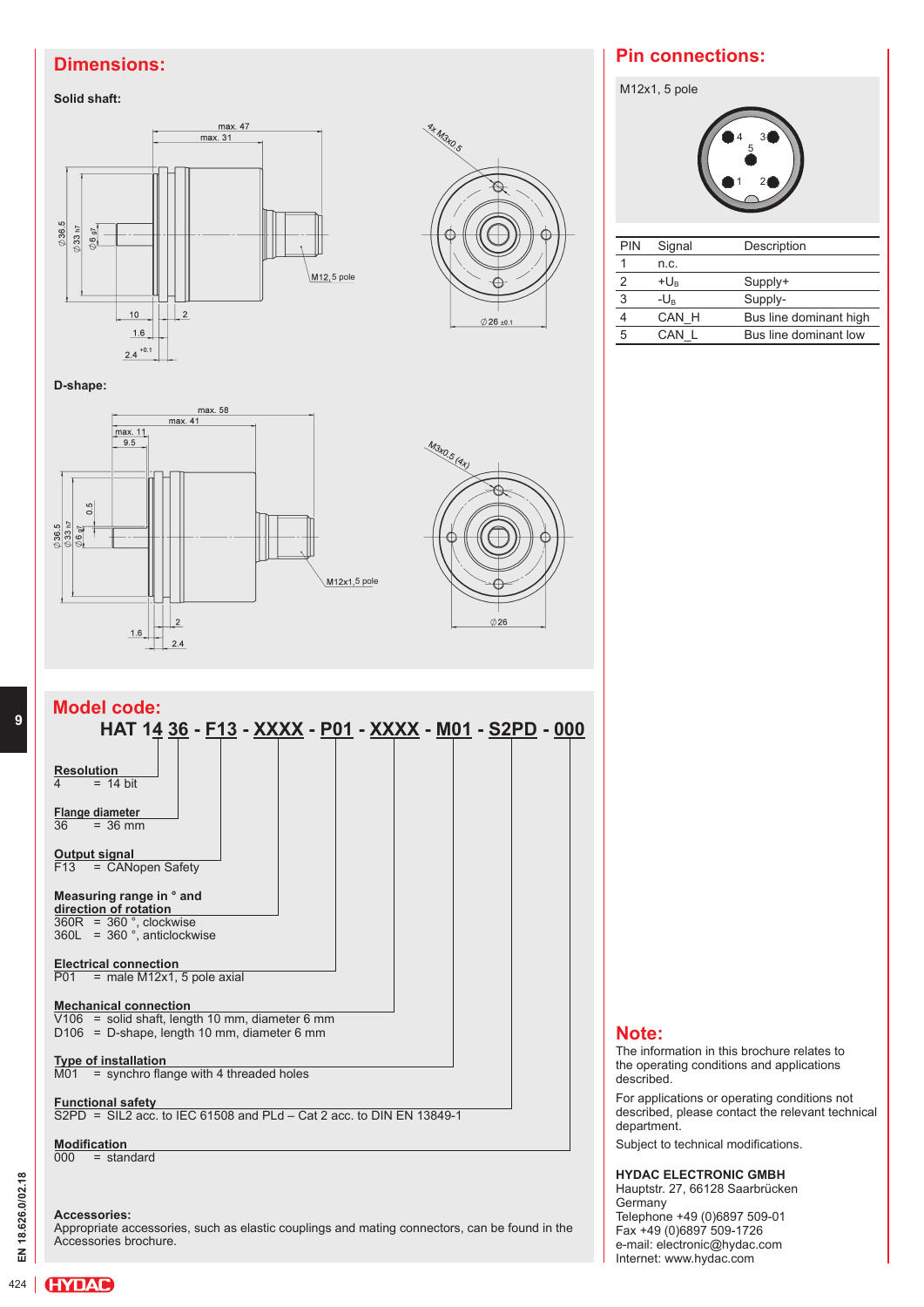## Dimensions:

**Solid shaft:**

max. 47
max. 31
4x M3x0.5
∅36.5
∅33 h7
∅6 g7
M12,5 pole
10
2
1.6
2.4 +0.1
∅26 ±0.1

**D-shape:**

max. 58
max. 41
max. 11
9.5
M3x0.5 (4x)
0.5
∅36.5
∅33 h7
∅6 g7
M12x1,5 pole
1.6
2
2.4
∅26

## Pin connections:

M12x1, 5 pole

4 3
5
1 2

| PIN | Signal | Description |
|---|---|---|
| 1 | n.c. | |
| 2 | $+U_B$ | Supply+ |
| 3 | $-U_B$ | Supply- |
| 4 | CAN_H | Bus line dominant high |
| 5 | CAN_L | Bus line dominant low |

## Model code:

**HAT 14 36 - F13 - XXXX - P01 - XXXX - M01 - S2PD - 000**

**Resolution**
4 = 14 bit

**Flange diameter**
36 = 36 mm

**Output signal**
F13 = CANopen Safety

**Measuring range in ° and direction of rotation**
360R = 360 °, clockwise
360L = 360 °, anticlockwise

**Electrical connection**
P01 = male M12x1, 5 pole axial

**Mechanical connection**
V106 = solid shaft, length 10 mm, diameter 6 mm
D106 = D-shape, length 10 mm, diameter 6 mm

**Type of installation**
M01 = synchro flange with 4 threaded holes

**Functional safety**
S2PD = SIL2 acc. to IEC 61508 and PLd – Cat 2 acc. to DIN EN 13849-1

**Modification**
000 = standard

**Accessories:**
Appropriate accessories, such as elastic couplings and mating connectors, can be found in the Accessories brochure.

## Note:

The information in this brochure relates to the operating conditions and applications described.

For applications or operating conditions not described, please contact the relevant technical department.

Subject to technical modifications.

**HYDAC ELECTRONIC GMBH**
Hauptstr. 27, 66128 Saarbrücken
Germany
Telephone +49 (0)6897 509-01
Fax +49 (0)6897 509-1726
e-mail: electronic@hydac.com
Internet: www.hydac.com

EN 18.626.0/02.18